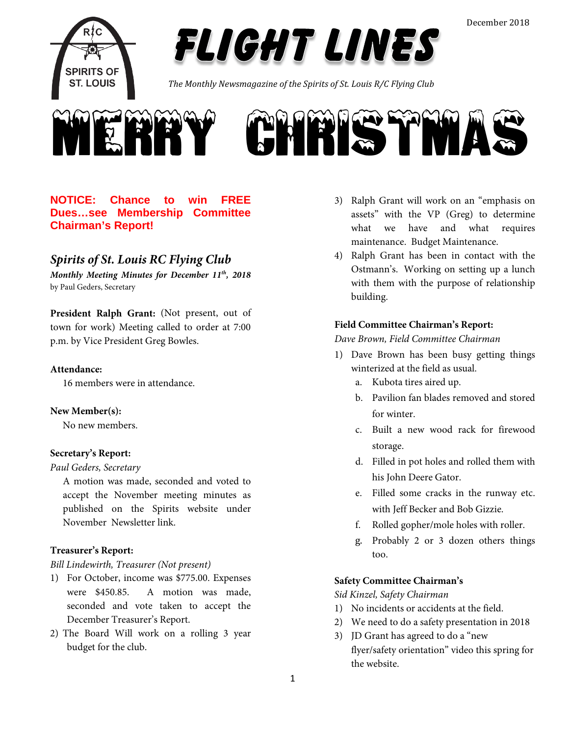December 2018

# FLIGHT LINES

*The Monthly Newsmagazine of the Spirits of St. Louis R/C Flying Club*

# MERRY CHRISTMAS

**NOTICE: Chance to win FREE Dues…see Membership Committee Chairman's Report!**

## *Spirits of St. Louis RC Flying Club*

***Monthly Meeting Minutes for December 11th, 2018***
by Paul Geders, Secretary

**President Ralph Grant:** (Not present, out of town for work) Meeting called to order at 7:00 p.m. by Vice President Greg Bowles.

**Attendance:**

16 members were in attendance.

**New Member(s):**

No new members.

**Secretary's Report:**
*Paul Geders, Secretary*

A motion was made, seconded and voted to accept the November meeting minutes as published on the Spirits website under November Newsletter link.

**Treasurer's Report:**
*Bill Lindewirth, Treasurer (Not present)*

1) For October, income was $775.00. Expenses were $450.85. A motion was made, seconded and vote taken to accept the December Treasurer's Report.
2) The Board Will work on a rolling 3 year budget for the club.
3) Ralph Grant will work on an "emphasis on assets" with the VP (Greg) to determine what we have and what requires maintenance. Budget Maintenance.
4) Ralph Grant has been in contact with the Ostmann's. Working on setting up a lunch with them with the purpose of relationship building.

**Field Committee Chairman's Report:**
*Dave Brown, Field Committee Chairman*

1) Dave Brown has been busy getting things winterized at the field as usual.
   a. Kubota tires aired up.
   b. Pavilion fan blades removed and stored for winter.
   c. Built a new wood rack for firewood storage.
   d. Filled in pot holes and rolled them with his John Deere Gator.
   e. Filled some cracks in the runway etc. with Jeff Becker and Bob Gizzie.
   f. Rolled gopher/mole holes with roller.
   g. Probably 2 or 3 dozen others things too.

**Safety Committee Chairman's**
*Sid Kinzel, Safety Chairman*

1) No incidents or accidents at the field.
2) We need to do a safety presentation in 2018
3) JD Grant has agreed to do a "new flyer/safety orientation" video this spring for the website.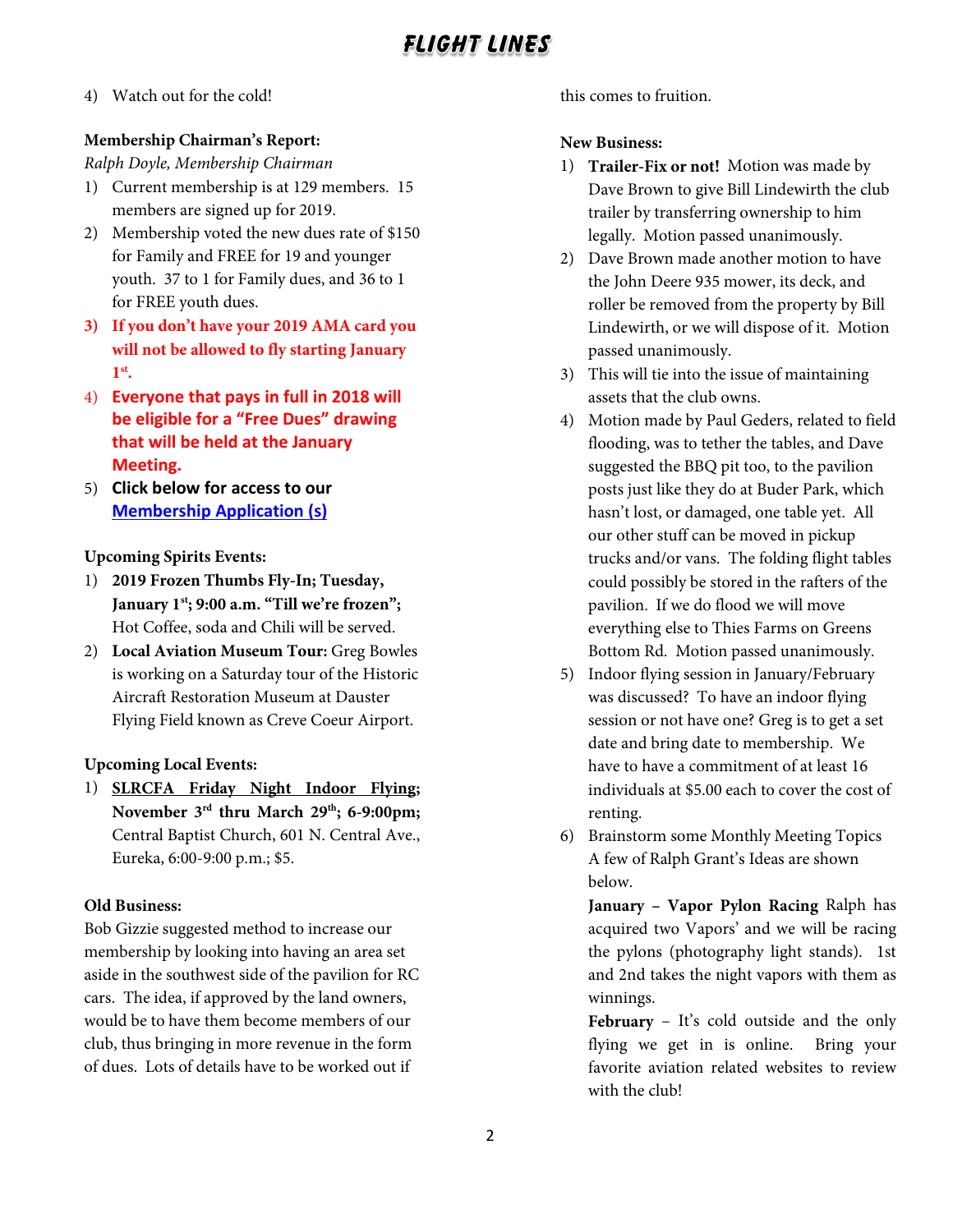4) Watch out for the cold!

**Membership Chairman's Report:**

*Ralph Doyle, Membership Chairman*

1) Current membership is at 129 members. 15 members are signed up for 2019.
2) Membership voted the new dues rate of $150 for Family and FREE for 19 and younger youth. 37 to 1 for Family dues, and 36 to 1 for FREE youth dues.
3) **If you don't have your 2019 AMA card you will not be allowed to fly starting January 1st.**
4) **Everyone that pays in full in 2018 will be eligible for a "Free Dues" drawing that will be held at the January Meeting.**
5) **Click below for access to our [Membership Application (s)]()**

**Upcoming Spirits Events:**

1) **2019 Frozen Thumbs Fly-In; Tuesday, January 1st; 9:00 a.m. "Till we're frozen";** Hot Coffee, soda and Chili will be served.
2) **Local Aviation Museum Tour:** Greg Bowles is working on a Saturday tour of the Historic Aircraft Restoration Museum at Dauster Flying Field known as Creve Coeur Airport.

**Upcoming Local Events:**

1) **SLRCFA Friday Night Indoor Flying; November 3rd thru March 29th; 6-9:00pm;** Central Baptist Church, 601 N. Central Ave., Eureka, 6:00-9:00 p.m.; $5.

**Old Business:**

Bob Gizzie suggested method to increase our membership by looking into having an area set aside in the southwest side of the pavilion for RC cars. The idea, if approved by the land owners, would be to have them become members of our club, thus bringing in more revenue in the form of dues. Lots of details have to be worked out if this comes to fruition.

**New Business:**

1) **Trailer-Fix or not!** Motion was made by Dave Brown to give Bill Lindewirth the club trailer by transferring ownership to him legally. Motion passed unanimously.
2) Dave Brown made another motion to have the John Deere 935 mower, its deck, and roller be removed from the property by Bill Lindewirth, or we will dispose of it. Motion passed unanimously.
3) This will tie into the issue of maintaining assets that the club owns.
4) Motion made by Paul Geders, related to field flooding, was to tether the tables, and Dave suggested the BBQ pit too, to the pavilion posts just like they do at Buder Park, which hasn't lost, or damaged, one table yet. All our other stuff can be moved in pickup trucks and/or vans. The folding flight tables could possibly be stored in the rafters of the pavilion. If we do flood we will move everything else to Thies Farms on Greens Bottom Rd. Motion passed unanimously.
5) Indoor flying session in January/February was discussed? To have an indoor flying session or not have one? Greg is to get a set date and bring date to membership. We have to have a commitment of at least 16 individuals at $5.00 each to cover the cost of renting.
6) Brainstorm some Monthly Meeting Topics A few of Ralph Grant's Ideas are shown below.

   **January – Vapor Pylon Racing** Ralph has acquired two Vapors' and we will be racing the pylons (photography light stands). 1st and 2nd takes the night vapors with them as winnings.

   **February** – It's cold outside and the only flying we get in is online. Bring your favorite aviation related websites to review with the club!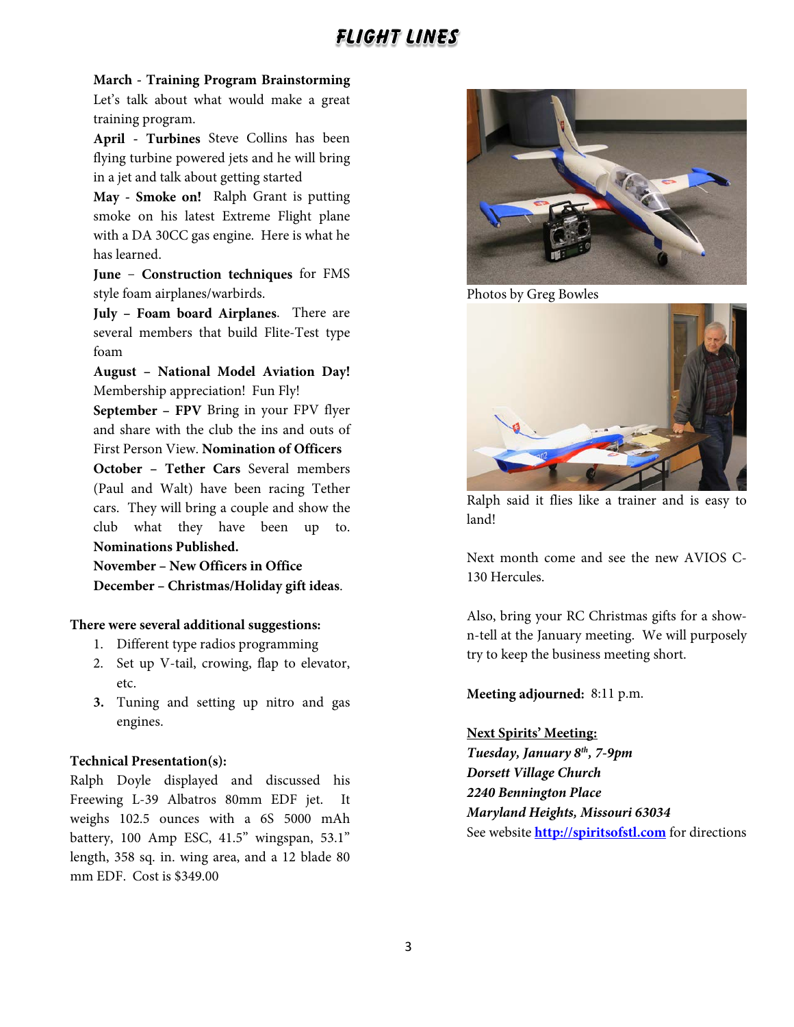**March** - **Training Program Brainstorming** Let's talk about what would make a great training program.

**April** - **Turbines** Steve Collins has been flying turbine powered jets and he will bring in a jet and talk about getting started

**May** - **Smoke on!** Ralph Grant is putting smoke on his latest Extreme Flight plane with a DA 30CC gas engine. Here is what he has learned.

**June** – **Construction techniques** for FMS style foam airplanes/warbirds.

**July – Foam board Airplanes**. There are several members that build Flite-Test type foam

**August – National Model Aviation Day!** Membership appreciation! Fun Fly!

**September – FPV** Bring in your FPV flyer and share with the club the ins and outs of First Person View. **Nomination of Officers**

**October – Tether Cars** Several members (Paul and Walt) have been racing Tether cars. They will bring a couple and show the club what they have been up to. **Nominations Published.**

**November – New Officers in Office**

**December – Christmas/Holiday gift ideas**.

**There were several additional suggestions:**

1. Different type radios programming
2. Set up V-tail, crowing, flap to elevator, etc.
3. Tuning and setting up nitro and gas engines.

**Technical Presentation(s):**

Ralph Doyle displayed and discussed his Freewing L-39 Albatros 80mm EDF jet. It weighs 102.5 ounces with a 6S 5000 mAh battery, 100 Amp ESC, 41.5" wingspan, 53.1" length, 358 sq. in. wing area, and a 12 blade 80 mm EDF. Cost is $349.00

Photos by Greg Bowles

Ralph said it flies like a trainer and is easy to land!

Next month come and see the new AVIOS C-130 Hercules.

Also, bring your RC Christmas gifts for a show-n-tell at the January meeting. We will purposely try to keep the business meeting short.

**Meeting adjourned:** 8:11 p.m.

**Next Spirits' Meeting:**

***Tuesday, January 8th, 7-9pm***

***Dorsett Village Church***

***2240 Bennington Place***

***Maryland Heights, Missouri 63034***

See website **http://spiritsofstl.com** for directions